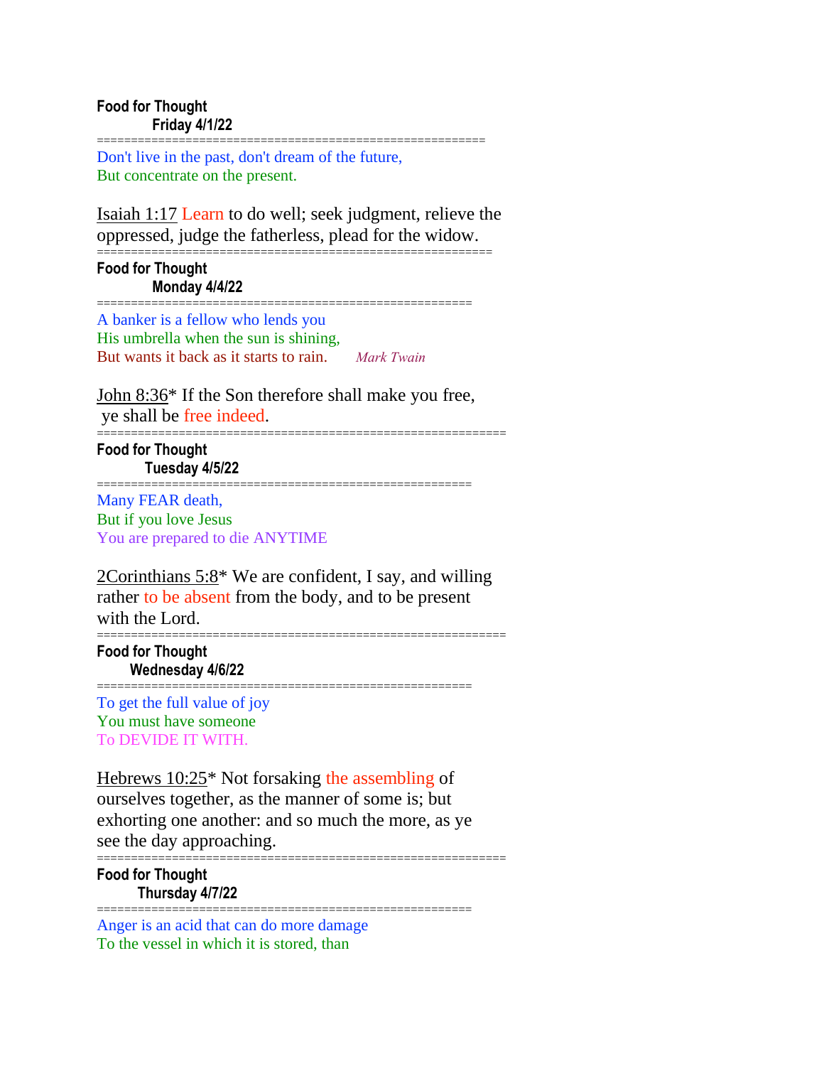**Food for Thought**
**Friday 4/1/22**

=======================================================

Don't live in the past, don't dream of the future,
But concentrate on the present.

Isaiah 1:17 Learn to do well; seek judgment, relieve the oppressed, judge the fatherless, plead for the widow.

=======================================================

**Food for Thought**
**Monday 4/4/22**

=======================================================

A banker is a fellow who lends you
His umbrella when the sun is shining,
But wants it back as it starts to rain. *Mark Twain*

John 8:36* If the Son therefore shall make you free,
ye shall be free indeed.

=======================================================

**Food for Thought**
**Tuesday 4/5/22**

=======================================================

Many FEAR death,
But if you love Jesus
You are prepared to die ANYTIME

2Corinthians 5:8* We are confident, I say, and willing rather to be absent from the body, and to be present with the Lord.

=======================================================

**Food for Thought**
**Wednesday 4/6/22**

=======================================================

To get the full value of joy
You must have someone
To DEVIDE IT WITH.

Hebrews 10:25* Not forsaking the assembling of ourselves together, as the manner of some is; but exhorting one another: and so much the more, as ye see the day approaching.

=======================================================

**Food for Thought**
**Thursday 4/7/22**

=======================================================

Anger is an acid that can do more damage
To the vessel in which it is stored, than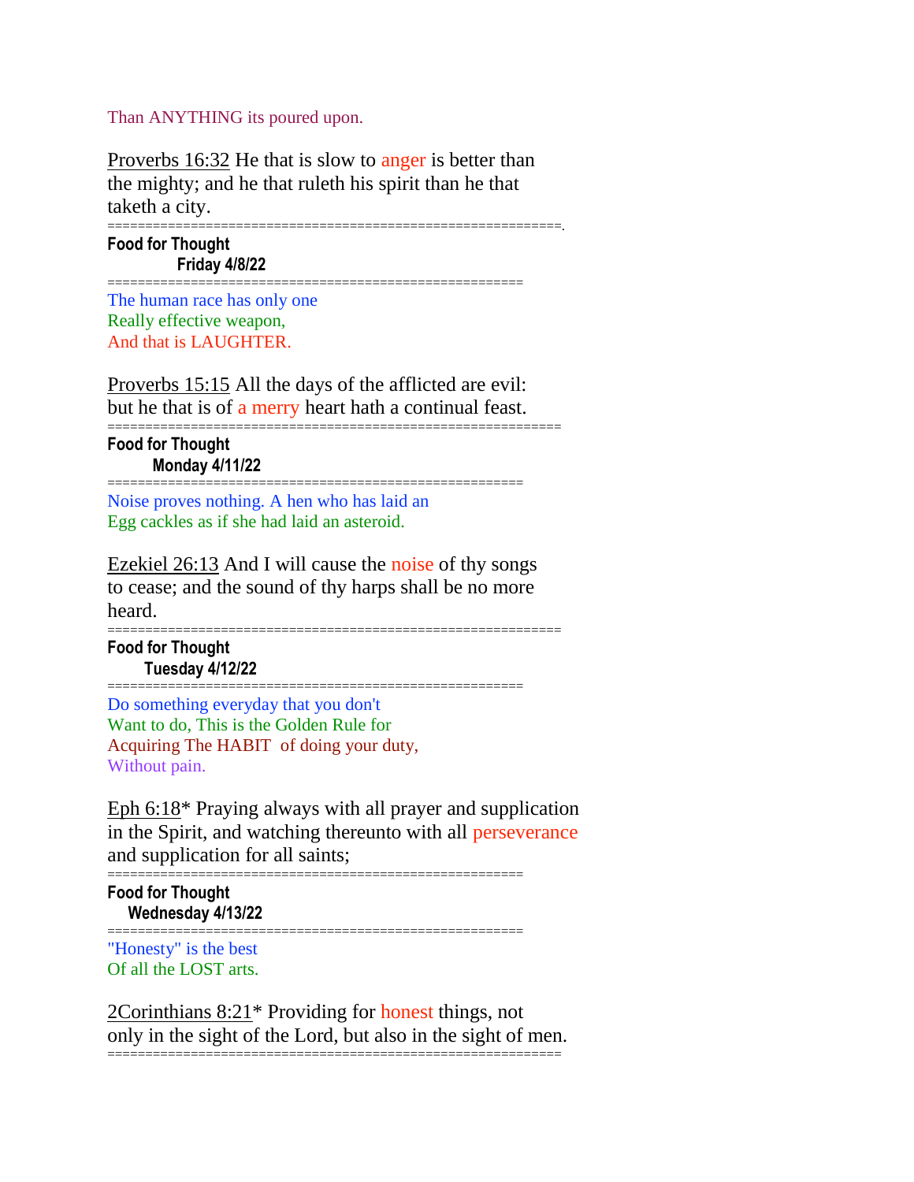Than ANYTHING its poured upon.

Proverbs 16:32 He that is slow to anger is better than the mighty; and he that ruleth his spirit than he that taketh a city.

==========================================================.

**Food for Thought**
**Friday 4/8/22**

======================================================

The human race has only one
Really effective weapon,
And that is LAUGHTER.

Proverbs 15:15 All the days of the afflicted are evil: but he that is of a merry heart hath a continual feast.

==========================================================

**Food for Thought**
**Monday 4/11/22**

======================================================

Noise proves nothing. A hen who has laid an
Egg cackles as if she had laid an asteroid.

Ezekiel 26:13 And I will cause the noise of thy songs to cease; and the sound of thy harps shall be no more heard.

==========================================================

**Food for Thought**
**Tuesday 4/12/22**

======================================================

Do something everyday that you don't
Want to do, This is the Golden Rule for
Acquiring The HABIT of doing your duty,
Without pain.

Eph 6:18* Praying always with all prayer and supplication in the Spirit, and watching thereunto with all perseverance and supplication for all saints;

======================================================

**Food for Thought**
**Wednesday 4/13/22**

======================================================

"Honesty" is the best
Of all the LOST arts.

2Corinthians 8:21* Providing for honest things, not only in the sight of the Lord, but also in the sight of men.

==========================================================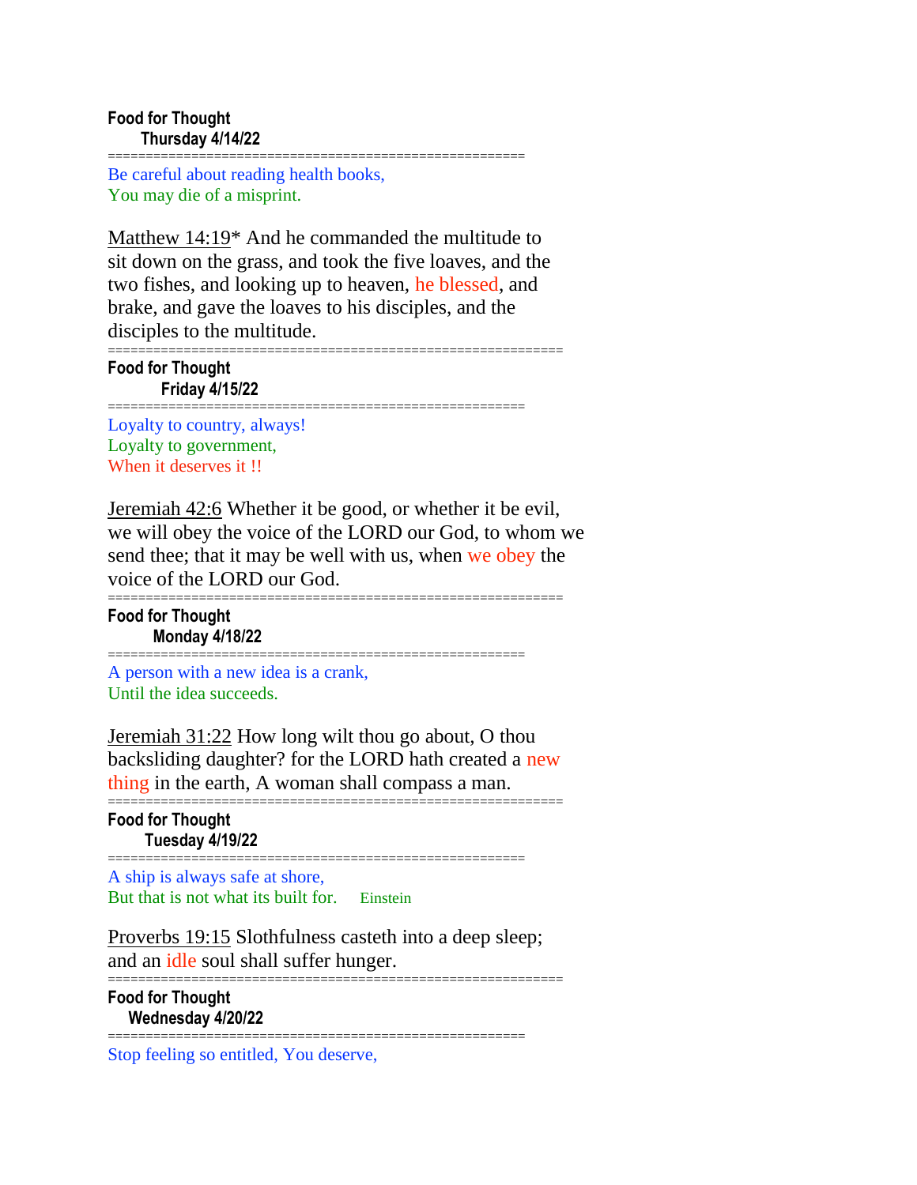**Food for Thought**
**Thursday 4/14/22**

=====================================================

Be careful about reading health books,
You may die of a misprint.

Matthew 14:19* And he commanded the multitude to sit down on the grass, and took the five loaves, and the two fishes, and looking up to heaven, he blessed, and brake, and gave the loaves to his disciples, and the disciples to the multitude.

==========================================================

**Food for Thought**
**Friday 4/15/22**

=====================================================

Loyalty to country, always!
Loyalty to government,
When it deserves it !!

Jeremiah 42:6 Whether it be good, or whether it be evil, we will obey the voice of the LORD our God, to whom we send thee; that it may be well with us, when we obey the voice of the LORD our God.

==========================================================

**Food for Thought**
**Monday 4/18/22**

=====================================================

A person with a new idea is a crank,
Until the idea succeeds.

Jeremiah 31:22 How long wilt thou go about, O thou backsliding daughter? for the LORD hath created a new thing in the earth, A woman shall compass a man.

==========================================================

**Food for Thought**
**Tuesday 4/19/22**

=====================================================

A ship is always safe at shore,
But that is not what its built for. Einstein

Proverbs 19:15 Slothfulness casteth into a deep sleep; and an idle soul shall suffer hunger.

==========================================================

**Food for Thought**
**Wednesday 4/20/22**

=====================================================

Stop feeling so entitled, You deserve,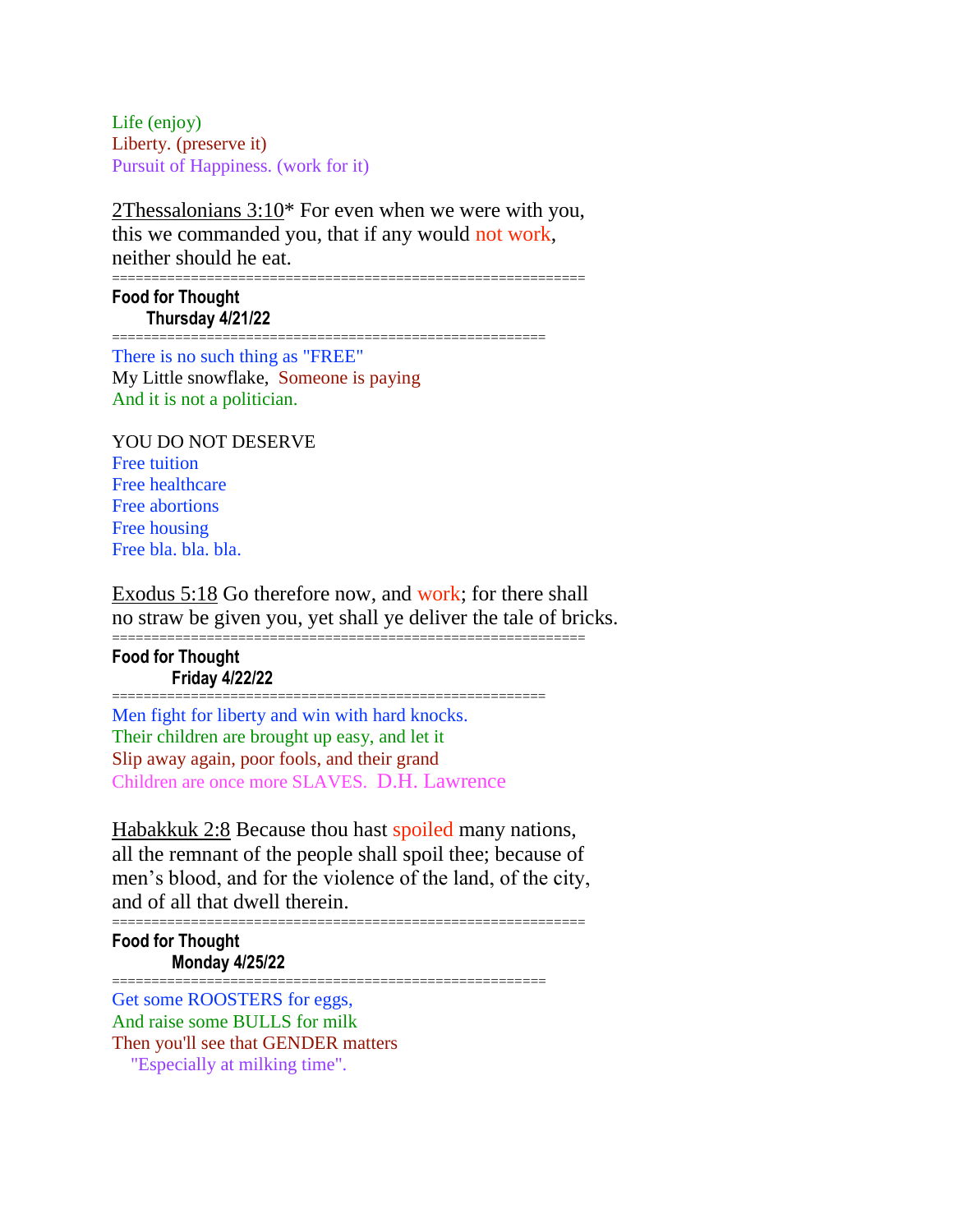Life (enjoy)
Liberty. (preserve it)
Pursuit of Happiness. (work for it)

2Thessalonians 3:10* For even when we were with you, this we commanded you, that if any would not work, neither should he eat.

============================================================

**Food for Thought**
**Thursday 4/21/22**

======================================================

There is no such thing as "FREE"
My Little snowflake, Someone is paying
And it is not a politician.

YOU DO NOT DESERVE
Free tuition
Free healthcare
Free abortions
Free housing
Free bla. bla. bla.

Exodus 5:18 Go therefore now, and work; for there shall no straw be given you, yet shall ye deliver the tale of bricks.

============================================================

**Food for Thought**
**Friday 4/22/22**

======================================================

Men fight for liberty and win with hard knocks.
Their children are brought up easy, and let it
Slip away again, poor fools, and their grand
Children are once more SLAVES. D.H. Lawrence

Habakkuk 2:8 Because thou hast spoiled many nations, all the remnant of the people shall spoil thee; because of men's blood, and for the violence of the land, of the city, and of all that dwell therein.

============================================================

**Food for Thought**
**Monday 4/25/22**

======================================================

Get some ROOSTERS for eggs,
And raise some BULLS for milk
Then you'll see that GENDER matters
"Especially at milking time".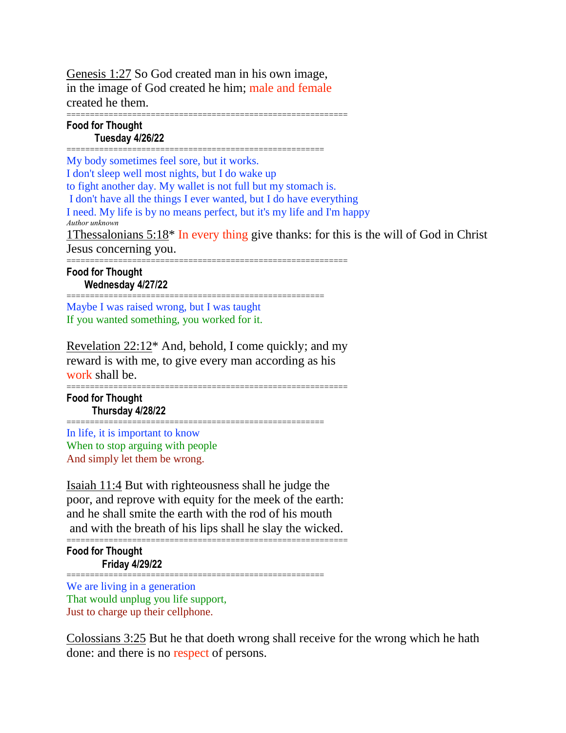Genesis 1:27 So God created man in his own image, in the image of God created he him; male and female created he them.

==========================================================

**Food for Thought**
**Tuesday 4/26/22**

======================================================

My body sometimes feel sore, but it works.
I don't sleep well most nights, but I do wake up to fight another day. My wallet is not full but my stomach is.
I don't have all the things I ever wanted, but I do have everything I need. My life is by no means perfect, but it's my life and I'm happy

*Author unknown*

1Thessalonians 5:18* In every thing give thanks: for this is the will of God in Christ Jesus concerning you.

==========================================================

**Food for Thought**
**Wednesday 4/27/22**

======================================================

Maybe I was raised wrong, but I was taught
If you wanted something, you worked for it.

Revelation 22:12* And, behold, I come quickly; and my reward is with me, to give every man according as his work shall be.

==========================================================

**Food for Thought**
**Thursday 4/28/22**

======================================================

In life, it is important to know
When to stop arguing with people
And simply let them be wrong.

Isaiah 11:4 But with righteousness shall he judge the poor, and reprove with equity for the meek of the earth: and he shall smite the earth with the rod of his mouth and with the breath of his lips shall he slay the wicked.

==========================================================

**Food for Thought**
**Friday 4/29/22**

======================================================

We are living in a generation
That would unplug you life support,
Just to charge up their cellphone.

Colossians 3:25 But he that doeth wrong shall receive for the wrong which he hath done: and there is no respect of persons.